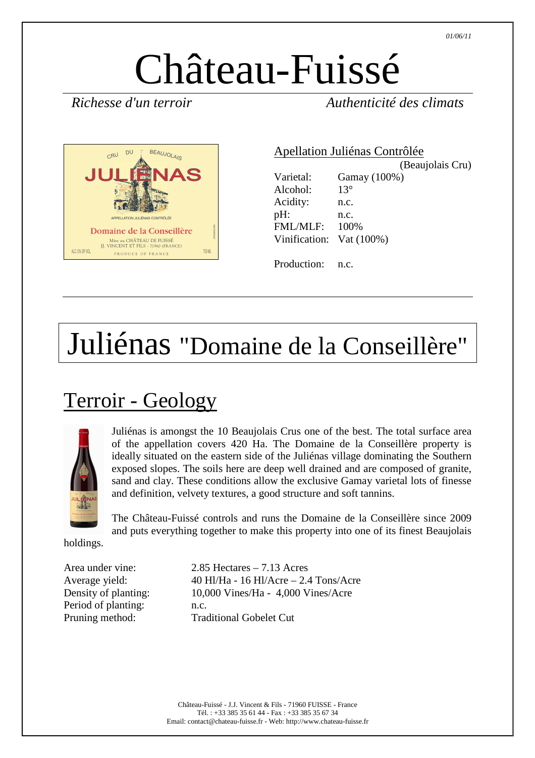01/06/11

# Château-Fuissé

*Richesse d'un terroir* *Authenticité des climats*

## Apellation Juliénas Contrôlée

(Beaujolais Cru)

| | |
|---|---|
| Varietal: | Gamay (100%) |
| Alcohol: | 13° |
| Acidity: | n.c. |
| pH: | n.c. |
| FML/MLF: | 100% |
| Vinification: | Vat (100%) |
| Production: | n.c. |

# Juliénas "Domaine de la Conseillère"

## Terroir - Geology

Juliénas is amongst the 10 Beaujolais Crus one of the best. The total surface area of the appellation covers 420 Ha. The Domaine de la Conseillère property is ideally situated on the eastern side of the Juliénas village dominating the Southern exposed slopes. The soils here are deep well drained and are composed of granite, sand and clay. These conditions allow the exclusive Gamay varietal lots of finesse and definition, velvety textures, a good structure and soft tannins.

The Château-Fuissé controls and runs the Domaine de la Conseillère since 2009 and puts everything together to make this property into one of its finest Beaujolais holdings.

| | |
|---|---|
| Area under vine: | 2.85 Hectares – 7.13 Acres |
| Average yield: | 40 Hl/Ha - 16 Hl/Acre – 2.4 Tons/Acre |
| Density of planting: | 10,000 Vines/Ha - 4,000 Vines/Acre |
| Period of planting: | n.c. |
| Pruning method: | Traditional Gobelet Cut |

Château-Fuissé - J.J. Vincent & Fils - 71960 FUISSE - France
Tél. : +33 385 35 61 44 - Fax : +33 385 35 67 34
Email: contact@chateau-fuisse.fr - Web: http://www.chateau-fuisse.fr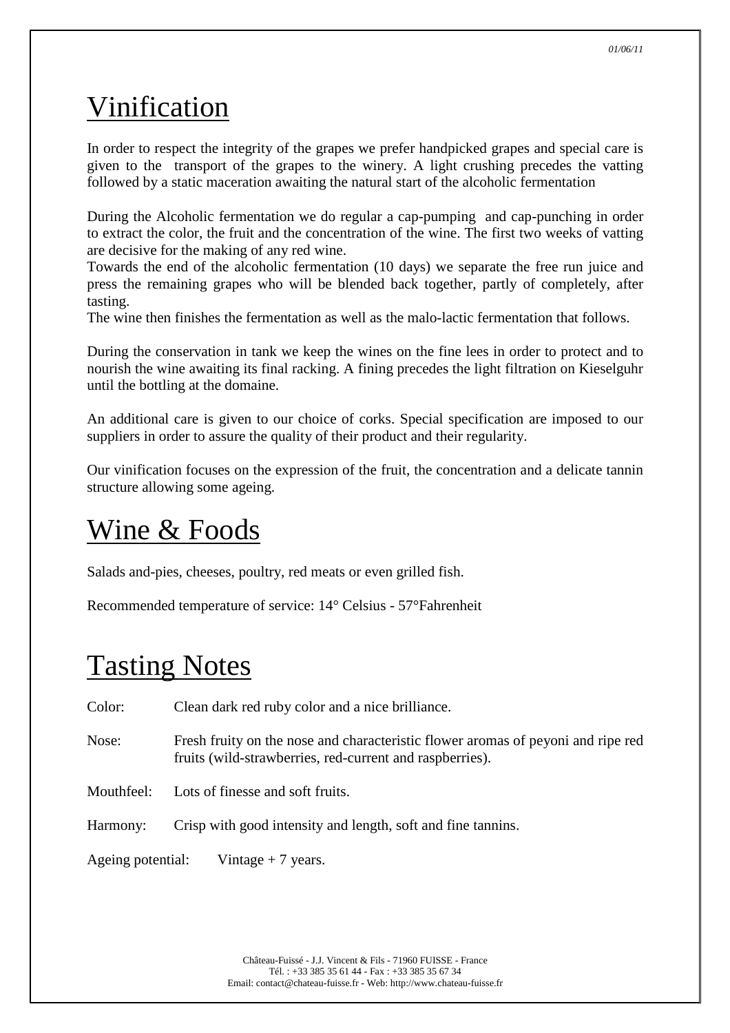# Vinification

In order to respect the integrity of the grapes we prefer handpicked grapes and special care is given to the transport of the grapes to the winery. A light crushing precedes the vatting followed by a static maceration awaiting the natural start of the alcoholic fermentation

During the Alcoholic fermentation we do regular a cap-pumping and cap-punching in order to extract the color, the fruit and the concentration of the wine. The first two weeks of vatting are decisive for the making of any red wine.
Towards the end of the alcoholic fermentation (10 days) we separate the free run juice and press the remaining grapes who will be blended back together, partly of completely, after tasting.
The wine then finishes the fermentation as well as the malo-lactic fermentation that follows.

During the conservation in tank we keep the wines on the fine lees in order to protect and to nourish the wine awaiting its final racking. A fining precedes the light filtration on Kieselguhr until the bottling at the domaine.

An additional care is given to our choice of corks. Special specification are imposed to our suppliers in order to assure the quality of their product and their regularity.

Our vinification focuses on the expression of the fruit, the concentration and a delicate tannin structure allowing some ageing.

# Wine & Foods

Salads and-pies, cheeses, poultry, red meats or even grilled fish.

Recommended temperature of service: 14° Celsius - 57°Fahrenheit

# Tasting Notes

Color: Clean dark red ruby color and a nice brilliance.

Nose: Fresh fruity on the nose and characteristic flower aromas of peyoni and ripe red fruits (wild-strawberries, red-current and raspberries).

Mouthfeel: Lots of finesse and soft fruits.

Harmony: Crisp with good intensity and length, soft and fine tannins.

Ageing potential: Vintage + 7 years.